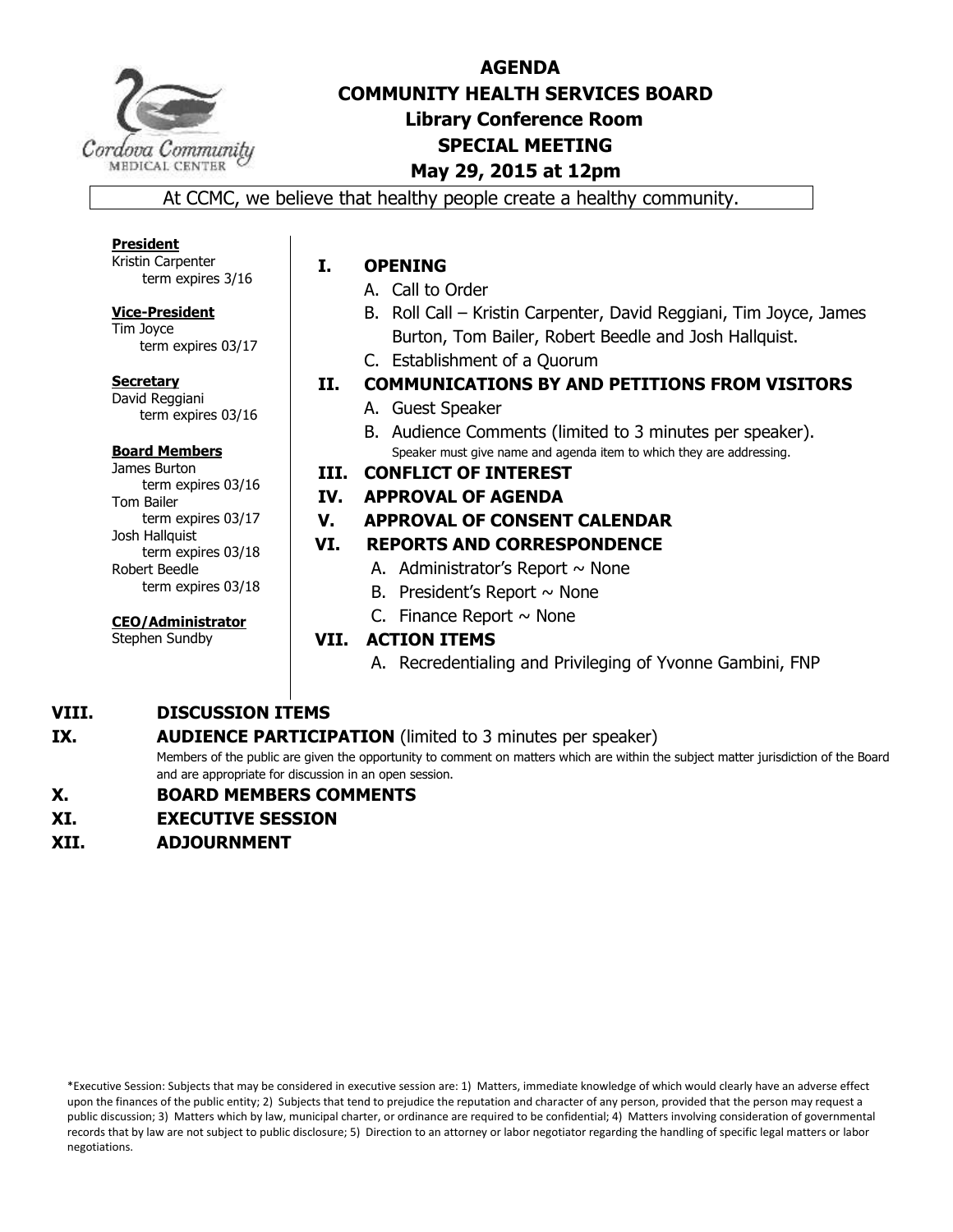# AGENDA
# COMMUNITY HEALTH SERVICES BOARD
## Library Conference Room
## SPECIAL MEETING
## May 29, 2015 at 12pm

At CCMC, we believe that healthy people create a healthy community.

**President**
Kristin Carpenter
term expires 3/16

**Vice-President**
Tim Joyce
term expires 03/17

**Secretary**
David Reggiani
term expires 03/16

**Board Members**
James Burton
term expires 03/16
Tom Bailer
term expires 03/17
Josh Hallquist
term expires 03/18
Robert Beedle
term expires 03/18

**CEO/Administrator**
Stephen Sundby

**I. OPENING**
- A. Call to Order
- B. Roll Call – Kristin Carpenter, David Reggiani, Tim Joyce, James Burton, Tom Bailer, Robert Beedle and Josh Hallquist.
- C. Establishment of a Quorum

**II. COMMUNICATIONS BY AND PETITIONS FROM VISITORS**
- A. Guest Speaker
- B. Audience Comments (limited to 3 minutes per speaker). Speaker must give name and agenda item to which they are addressing.

**III. CONFLICT OF INTEREST**

**IV. APPROVAL OF AGENDA**

**V. APPROVAL OF CONSENT CALENDAR**

**VI. REPORTS AND CORRESPONDENCE**
- A. Administrator's Report ~ None
- B. President's Report ~ None
- C. Finance Report ~ None

**VII. ACTION ITEMS**
- A. Recredentialing and Privileging of Yvonne Gambini, FNP

**VIII. DISCUSSION ITEMS**

**IX. AUDIENCE PARTICIPATION** (limited to 3 minutes per speaker)
Members of the public are given the opportunity to comment on matters which are within the subject matter jurisdiction of the Board and are appropriate for discussion in an open session.

**X. BOARD MEMBERS COMMENTS**

**XI. EXECUTIVE SESSION**

**XII. ADJOURNMENT**

*Executive Session: Subjects that may be considered in executive session are: 1) Matters, immediate knowledge of which would clearly have an adverse effect upon the finances of the public entity; 2) Subjects that tend to prejudice the reputation and character of any person, provided that the person may request a public discussion; 3) Matters which by law, municipal charter, or ordinance are required to be confidential; 4) Matters involving consideration of governmental records that by law are not subject to public disclosure; 5) Direction to an attorney or labor negotiator regarding the handling of specific legal matters or labor negotiations.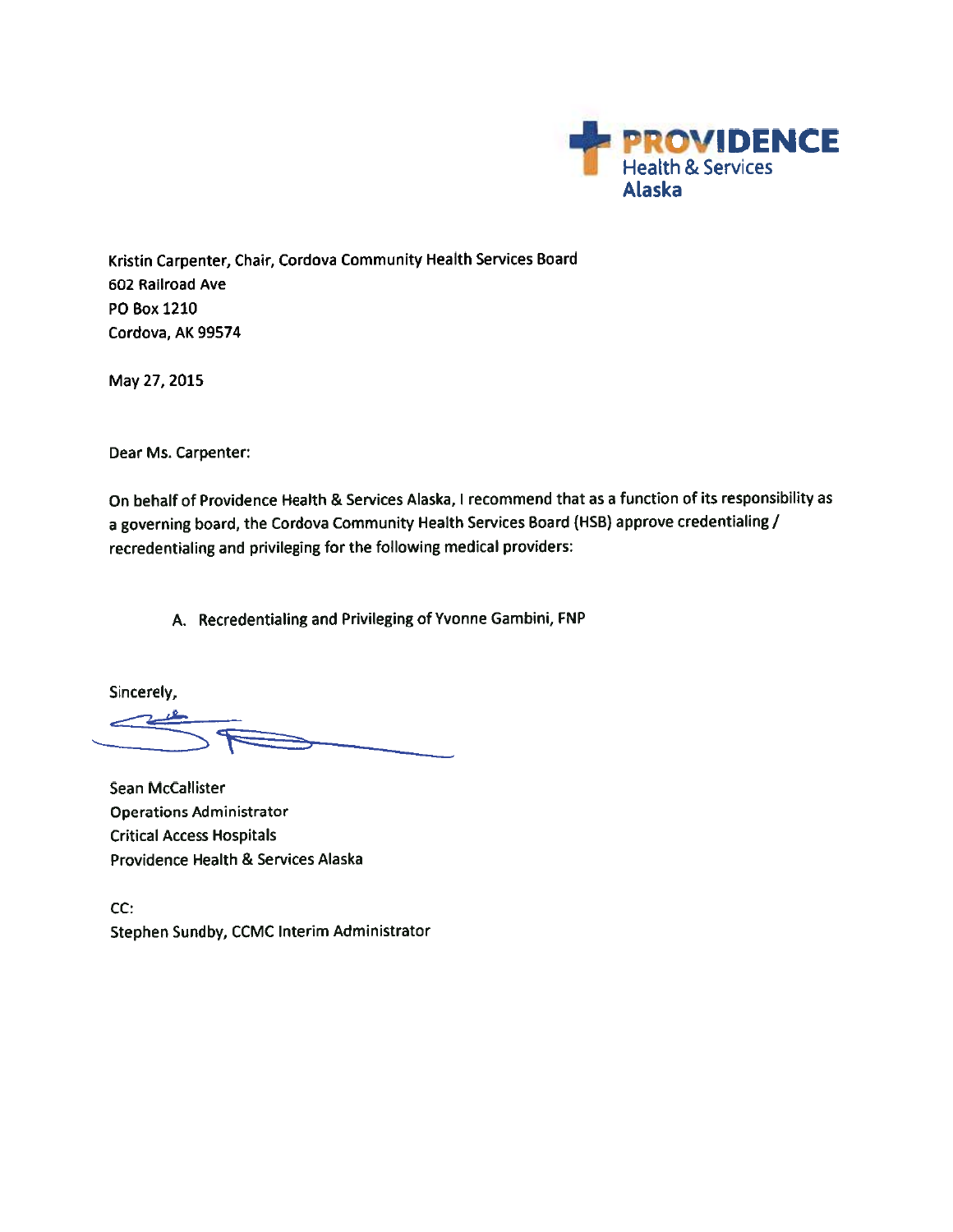PROVIDENCE
Health & Services
Alaska

Kristin Carpenter, Chair, Cordova Community Health Services Board
602 Railroad Ave
PO Box 1210
Cordova, AK 99574

May 27, 2015

Dear Ms. Carpenter:

On behalf of Providence Health & Services Alaska, I recommend that as a function of its responsibility as a governing board, the Cordova Community Health Services Board (HSB) approve credentialing / recredentialing and privileging for the following medical providers:

A. Recredentialing and Privileging of Yvonne Gambini, FNP

Sincerely,

Sean McCallister
Operations Administrator
Critical Access Hospitals
Providence Health & Services Alaska

CC:
Stephen Sundby, CCMC Interim Administrator